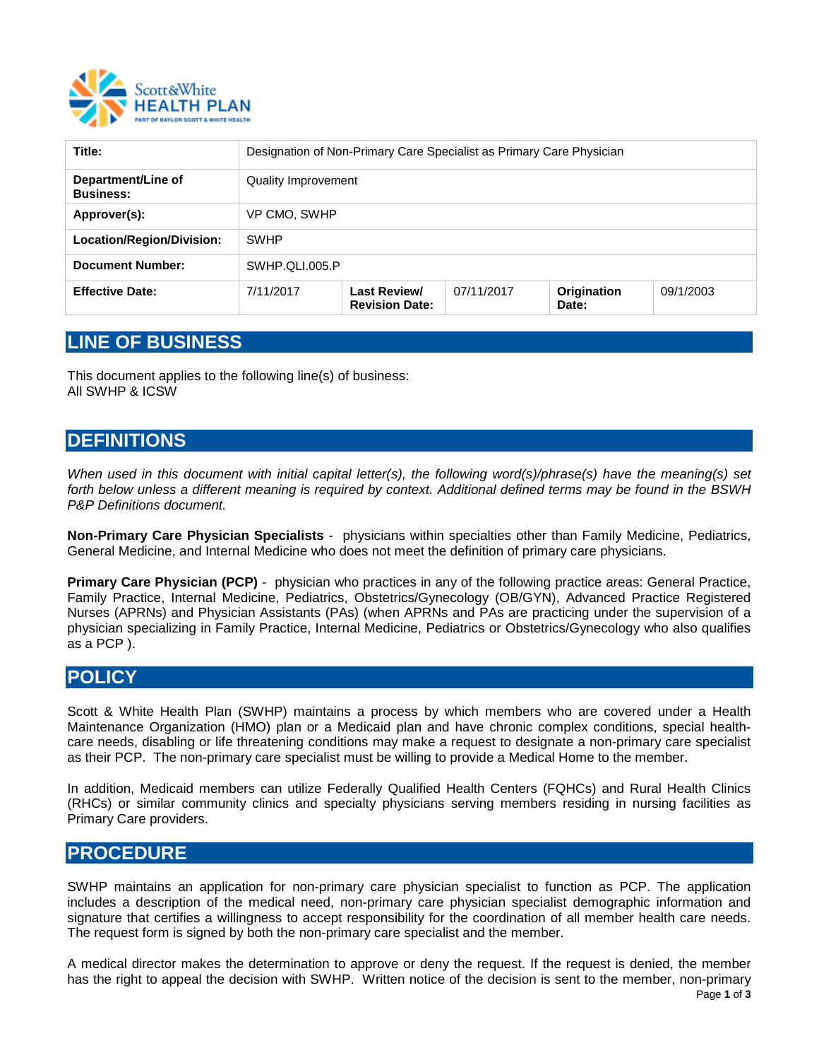| Title: | Designation of Non-Primary Care Specialist as Primary Care Physician | | | | |
|---|---|---|---|---|---|
| **Department/Line of Business:** | Quality Improvement | | | | |
| **Approver(s):** | VP CMO, SWHP | | | | |
| **Location/Region/Division:** | SWHP | | | | |
| **Document Number:** | SWHP.QLI.005.P | | | | |
| **Effective Date:** | 7/11/2017 | **Last Review/ Revision Date:** | 07/11/2017 | **Origination Date:** | 09/1/2003 |

## LINE OF BUSINESS

This document applies to the following line(s) of business:
All SWHP & ICSW

## DEFINITIONS

*When used in this document with initial capital letter(s), the following word(s)/phrase(s) have the meaning(s) set forth below unless a different meaning is required by context. Additional defined terms may be found in the BSWH P&P Definitions document.*

**Non-Primary Care Physician Specialists** - physicians within specialties other than Family Medicine, Pediatrics, General Medicine, and Internal Medicine who does not meet the definition of primary care physicians.

**Primary Care Physician (PCP)** - physician who practices in any of the following practice areas: General Practice, Family Practice, Internal Medicine, Pediatrics, Obstetrics/Gynecology (OB/GYN), Advanced Practice Registered Nurses (APRNs) and Physician Assistants (PAs) (when APRNs and PAs are practicing under the supervision of a physician specializing in Family Practice, Internal Medicine, Pediatrics or Obstetrics/Gynecology who also qualifies as a PCP ).

## POLICY

Scott & White Health Plan (SWHP) maintains a process by which members who are covered under a Health Maintenance Organization (HMO) plan or a Medicaid plan and have chronic complex conditions, special health-care needs, disabling or life threatening conditions may make a request to designate a non-primary care specialist as their PCP. The non-primary care specialist must be willing to provide a Medical Home to the member.

In addition, Medicaid members can utilize Federally Qualified Health Centers (FQHCs) and Rural Health Clinics (RHCs) or similar community clinics and specialty physicians serving members residing in nursing facilities as Primary Care providers.

## PROCEDURE

SWHP maintains an application for non-primary care physician specialist to function as PCP. The application includes a description of the medical need, non-primary care physician specialist demographic information and signature that certifies a willingness to accept responsibility for the coordination of all member health care needs. The request form is signed by both the non-primary care specialist and the member.

A medical director makes the determination to approve or deny the request. If the request is denied, the member has the right to appeal the decision with SWHP. Written notice of the decision is sent to the member, non-primary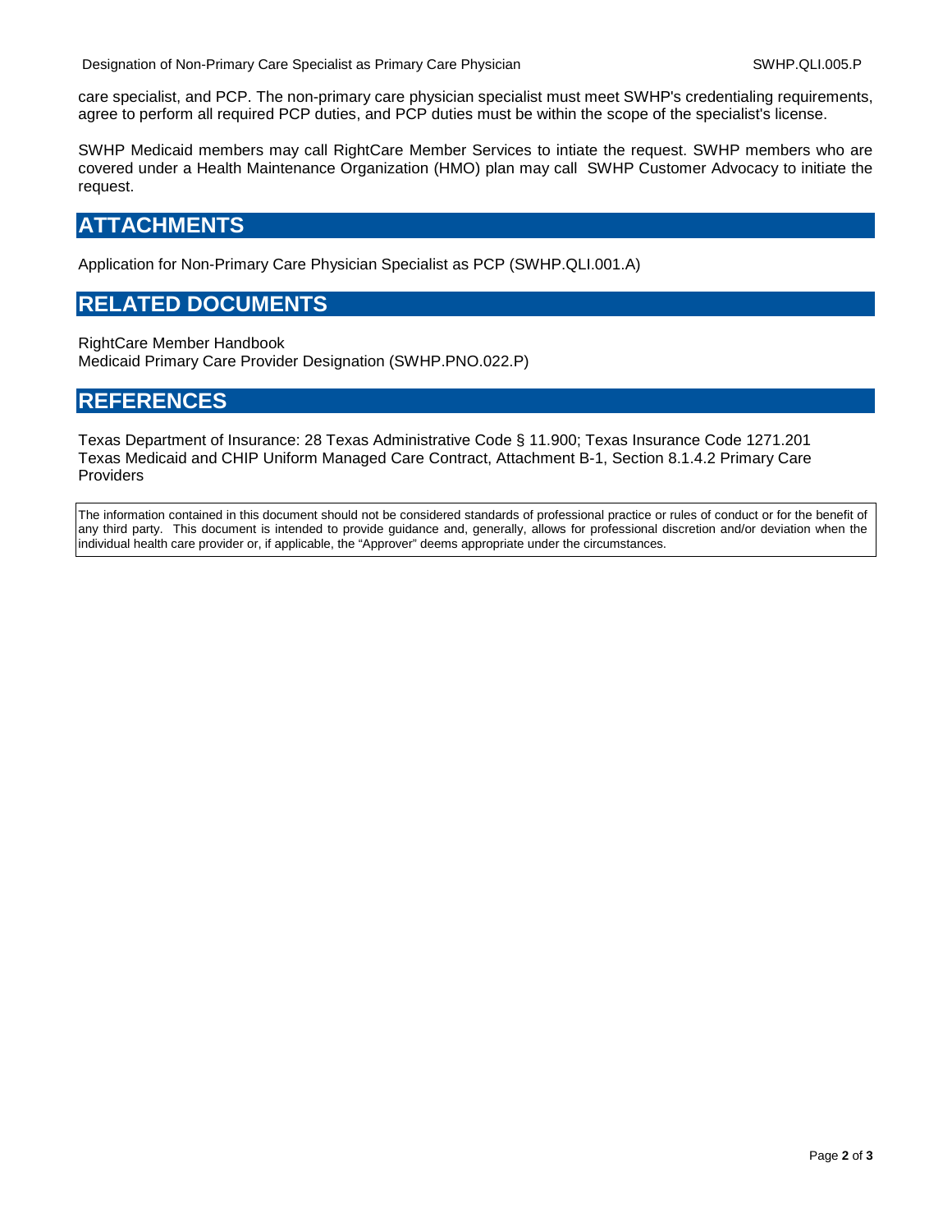care specialist, and PCP. The non-primary care physician specialist must meet SWHP's credentialing requirements, agree to perform all required PCP duties, and PCP duties must be within the scope of the specialist's license.

SWHP Medicaid members may call RightCare Member Services to intiate the request. SWHP members who are covered under a Health Maintenance Organization (HMO) plan may call SWHP Customer Advocacy to initiate the request.

## ATTACHMENTS

Application for Non-Primary Care Physician Specialist as PCP (SWHP.QLI.001.A)

## RELATED DOCUMENTS

RightCare Member Handbook
Medicaid Primary Care Provider Designation (SWHP.PNO.022.P)

## REFERENCES

Texas Department of Insurance: 28 Texas Administrative Code § 11.900; Texas Insurance Code 1271.201
Texas Medicaid and CHIP Uniform Managed Care Contract, Attachment B-1, Section 8.1.4.2 Primary Care Providers

The information contained in this document should not be considered standards of professional practice or rules of conduct or for the benefit of any third party. This document is intended to provide guidance and, generally, allows for professional discretion and/or deviation when the individual health care provider or, if applicable, the "Approver" deems appropriate under the circumstances.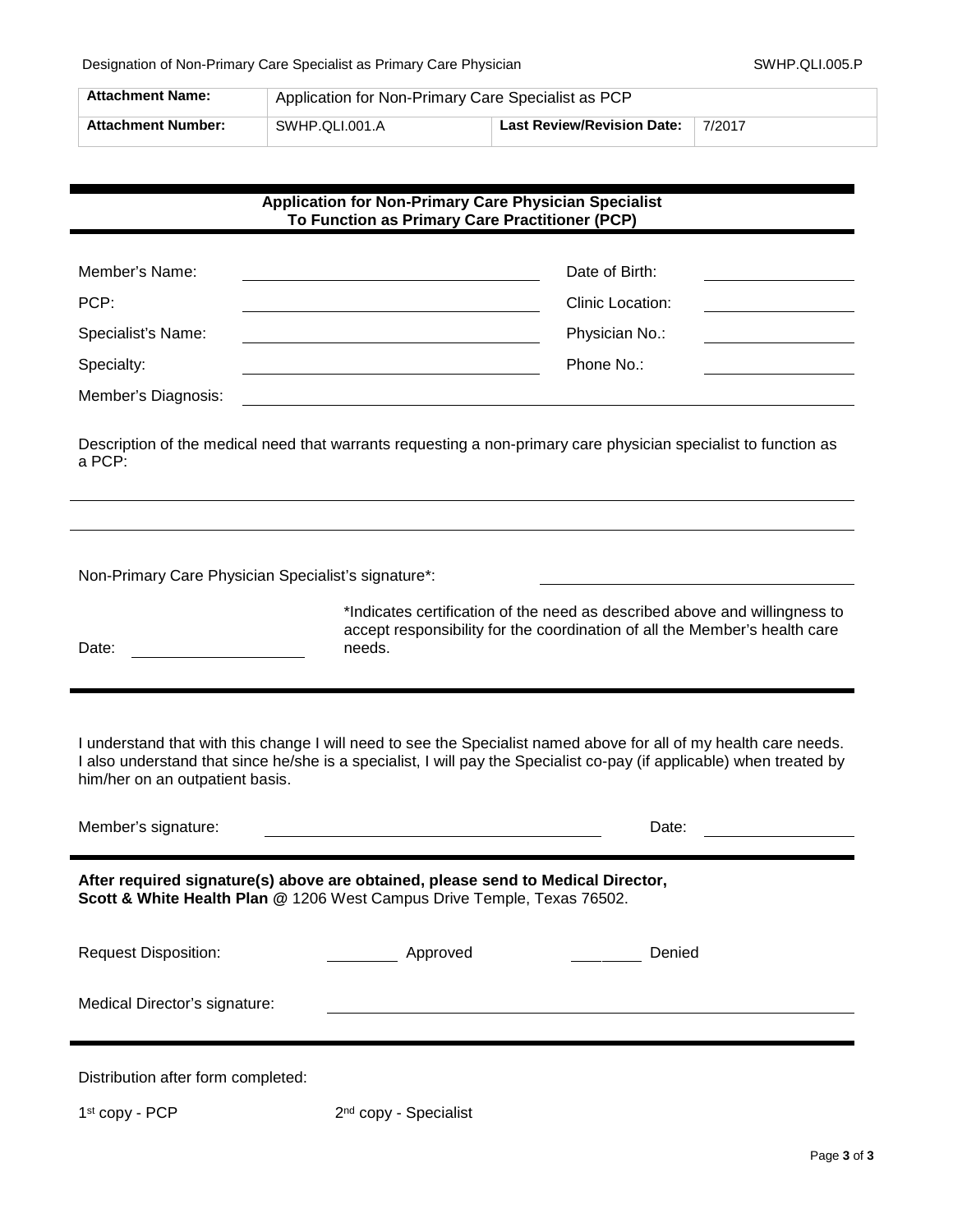| Attachment Name: | Application for Non-Primary Care Specialist as PCP | | |
|---|---|---|---|
| Attachment Number: | SWHP.QLI.001.A | Last Review/Revision Date: | 7/2017 |

## Application for Non-Primary Care Physician Specialist To Function as Primary Care Practitioner (PCP)

Member's Name: ______________________ Date of Birth: ______________

PCP: ______________________ Clinic Location: ______________

Specialist's Name: ______________________ Physician No.: ______________

Specialty: ______________________ Phone No.: ______________

Member's Diagnosis: ______________________________________________

Description of the medical need that warrants requesting a non-primary care physician specialist to function as a PCP:

______________________________________________

______________________________________________

Non-Primary Care Physician Specialist's signature*: ______________________

Date: ______________

*Indicates certification of the need as described above and willingness to accept responsibility for the coordination of all the Member's health care needs.

I understand that with this change I will need to see the Specialist named above for all of my health care needs. I also understand that since he/she is a specialist, I will pay the Specialist co-pay (if applicable) when treated by him/her on an outpatient basis.

Member's signature: ______________________ Date: ______________

**After required signature(s) above are obtained, please send to Medical Director, Scott & White Health Plan** @ 1206 West Campus Drive Temple, Texas 76502.

Request Disposition: ________ Approved ________ Denied

Medical Director's signature: ______________________

Distribution after form completed:

1st copy - PCP 2nd copy - Specialist